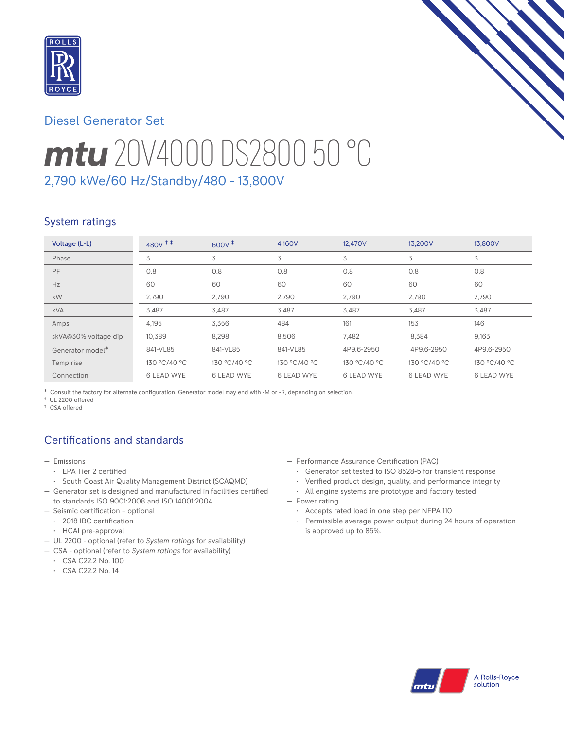## Diesel Generator Set

# mtu 20V4000 DS2800 50 °C

### 2,790 kWe/60 Hz/Standby/480 - 13,800V

## System ratings

| Voltage (L-L) | 480V †‡ | 600V ‡ | 4,160V | 12,470V | 13,200V | 13,800V |
|---|---|---|---|---|---|---|
| Phase | 3 | 3 | 3 | 3 | 3 | 3 |
| PF | 0.8 | 0.8 | 0.8 | 0.8 | 0.8 | 0.8 |
| Hz | 60 | 60 | 60 | 60 | 60 | 60 |
| kW | 2,790 | 2,790 | 2,790 | 2,790 | 2,790 | 2,790 |
| kVA | 3,487 | 3,487 | 3,487 | 3,487 | 3,487 | 3,487 |
| Amps | 4,195 | 3,356 | 484 | 161 | 153 | 146 |
| skVA@30% voltage dip | 10,389 | 8,298 | 8,506 | 7,482 | 8,384 | 9,163 |
| Generator model* | 841-VL85 | 841-VL85 | 841-VL85 | 4P9.6-2950 | 4P9.6-2950 | 4P9.6-2950 |
| Temp rise | 130 °C/40 °C | 130 °C/40 °C | 130 °C/40 °C | 130 °C/40 °C | 130 °C/40 °C | 130 °C/40 °C |
| Connection | 6 LEAD WYE | 6 LEAD WYE | 6 LEAD WYE | 6 LEAD WYE | 6 LEAD WYE | 6 LEAD WYE |

\* Consult the factory for alternate configuration. Generator model may end with -M or -R, depending on selection.
† UL 2200 offered
‡ CSA offered

## Certifications and standards

- Emissions
  - EPA Tier 2 certified
  - South Coast Air Quality Management District (SCAQMD)
- Generator set is designed and manufactured in facilities certified to standards ISO 9001:2008 and ISO 14001:2004
- Seismic certification – optional
  - 2018 IBC certification
  - HCAI pre-approval
- UL 2200 - optional (refer to *System ratings* for availability)
- CSA - optional (refer to *System ratings* for availability)
  - CSA C22.2 No. 100
  - CSA C22.2 No. 14
- Performance Assurance Certification (PAC)
  - Generator set tested to ISO 8528-5 for transient response
  - Verified product design, quality, and performance integrity
  - All engine systems are prototype and factory tested
- Power rating
  - Accepts rated load in one step per NFPA 110
  - Permissible average power output during 24 hours of operation is approved up to 85%.

A Rolls-Royce solution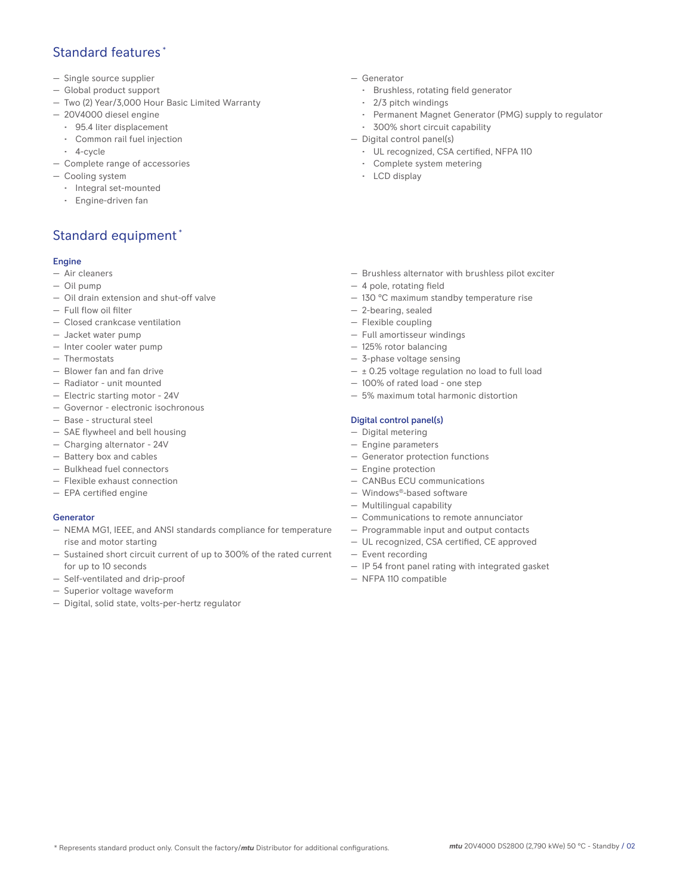## Standard features*

- Single source supplier
- Global product support
- Two (2) Year/3,000 Hour Basic Limited Warranty
- 20V4000 diesel engine
  - 95.4 liter displacement
  - Common rail fuel injection
  - 4-cycle
- Complete range of accessories
- Cooling system
  - Integral set-mounted
  - Engine-driven fan
- Generator
  - Brushless, rotating field generator
  - 2/3 pitch windings
  - Permanent Magnet Generator (PMG) supply to regulator
  - 300% short circuit capability
- Digital control panel(s)
  - UL recognized, CSA certified, NFPA 110
  - Complete system metering
  - LCD display

## Standard equipment*

### Engine

- Air cleaners
- Oil pump
- Oil drain extension and shut-off valve
- Full flow oil filter
- Closed crankcase ventilation
- Jacket water pump
- Inter cooler water pump
- Thermostats
- Blower fan and fan drive
- Radiator - unit mounted
- Electric starting motor - 24V
- Governor - electronic isochronous
- Base - structural steel
- SAE flywheel and bell housing
- Charging alternator - 24V
- Battery box and cables
- Bulkhead fuel connectors
- Flexible exhaust connection
- EPA certified engine

### Generator

- NEMA MG1, IEEE, and ANSI standards compliance for temperature rise and motor starting
- Sustained short circuit current of up to 300% of the rated current for up to 10 seconds
- Self-ventilated and drip-proof
- Superior voltage waveform
- Digital, solid state, volts-per-hertz regulator
- Brushless alternator with brushless pilot exciter
- 4 pole, rotating field
- 130 °C maximum standby temperature rise
- 2-bearing, sealed
- Flexible coupling
- Full amortisseur windings
- 125% rotor balancing
- 3-phase voltage sensing
- ± 0.25 voltage regulation no load to full load
- 100% of rated load - one step
- 5% maximum total harmonic distortion

### Digital control panel(s)

- Digital metering
- Engine parameters
- Generator protection functions
- Engine protection
- CANBus ECU communications
- Windows®-based software
- Multilingual capability
- Communications to remote annunciator
- Programmable input and output contacts
- UL recognized, CSA certified, CE approved
- Event recording
- IP 54 front panel rating with integrated gasket
- NFPA 110 compatible

* Represents standard product only. Consult the factory/*mtu* Distributor for additional configurations.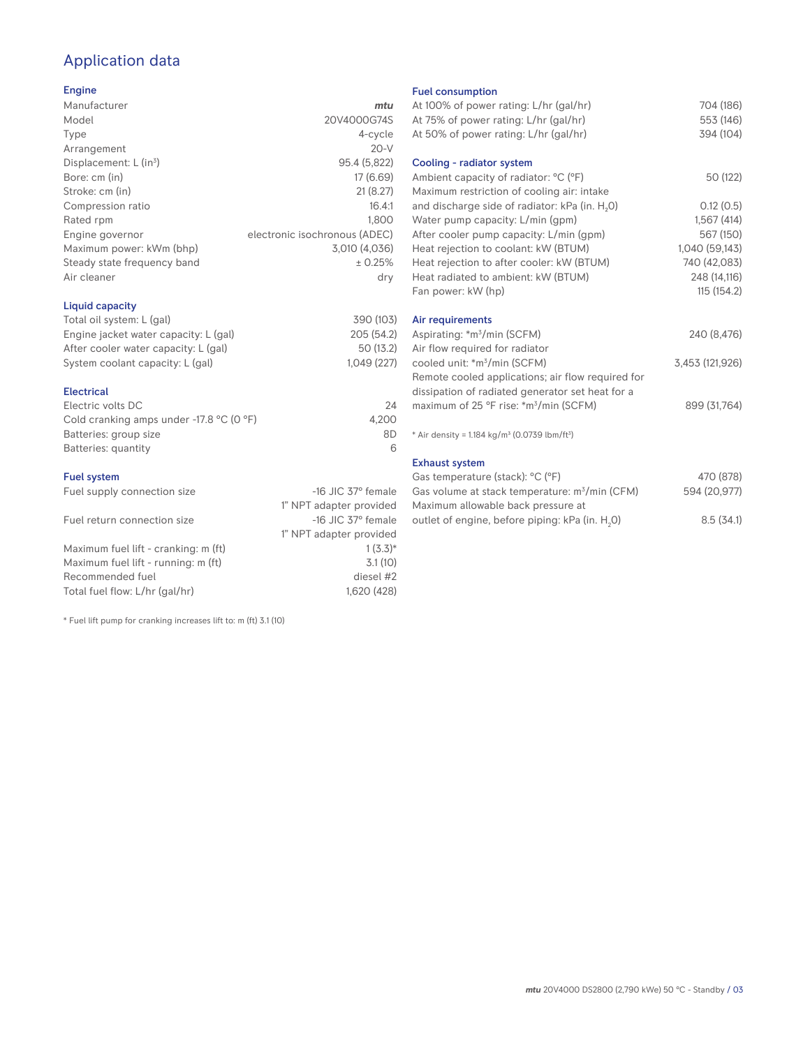# Application data

## Engine

| | |
|---|---|
| Manufacturer | *mtu* |
| Model | 20V4000G74S |
| Type | 4-cycle |
| Arrangement | 20-V |
| Displacement: L (in$^3$) | 95.4 (5,822) |
| Bore: cm (in) | 17 (6.69) |
| Stroke: cm (in) | 21 (8.27) |
| Compression ratio | 16.4:1 |
| Rated rpm | 1,800 |
| Engine governor | electronic isochronous (ADEC) |
| Maximum power: kWm (bhp) | 3,010 (4,036) |
| Steady state frequency band | ± 0.25% |
| Air cleaner | dry |

## Liquid capacity

| | |
|---|---|
| Total oil system: L (gal) | 390 (103) |
| Engine jacket water capacity: L (gal) | 205 (54.2) |
| After cooler water capacity: L (gal) | 50 (13.2) |
| System coolant capacity: L (gal) | 1,049 (227) |

## Electrical

| | |
|---|---|
| Electric volts DC | 24 |
| Cold cranking amps under -17.8 °C (0 °F) | 4,200 |
| Batteries: group size | 8D |
| Batteries: quantity | 6 |

## Fuel system

| | |
|---|---|
| Fuel supply connection size | -16 JIC 37° female 1" NPT adapter provided |
| Fuel return connection size | -16 JIC 37° female 1" NPT adapter provided |
| Maximum fuel lift - cranking: m (ft) | 1 (3.3)* |
| Maximum fuel lift - running: m (ft) | 3.1 (10) |
| Recommended fuel | diesel #2 |
| Total fuel flow: L/hr (gal/hr) | 1,620 (428) |

* Fuel lift pump for cranking increases lift to: m (ft) 3.1 (10)

## Fuel consumption

| | |
|---|---|
| At 100% of power rating: L/hr (gal/hr) | 704 (186) |
| At 75% of power rating: L/hr (gal/hr) | 553 (146) |
| At 50% of power rating: L/hr (gal/hr) | 394 (104) |

## Cooling - radiator system

| | |
|---|---|
| Ambient capacity of radiator: °C (°F) | 50 (122) |
| Maximum restriction of cooling air: intake and discharge side of radiator: kPa (in. $H_2O$) | 0.12 (0.5) |
| Water pump capacity: L/min (gpm) | 1,567 (414) |
| After cooler pump capacity: L/min (gpm) | 567 (150) |
| Heat rejection to coolant: kW (BTUM) | 1,040 (59,143) |
| Heat rejection to after cooler: kW (BTUM) | 740 (42,083) |
| Heat radiated to ambient: kW (BTUM) | 248 (14,116) |
| Fan power: kW (hp) | 115 (154.2) |

## Air requirements

| | |
|---|---|
| Aspirating: *m$^3$/min (SCFM) | 240 (8,476) |
| Air flow required for radiator cooled unit: *m$^3$/min (SCFM) | 3,453 (121,926) |
| Remote cooled applications; air flow required for dissipation of radiated generator set heat for a maximum of 25 °F rise: *m$^3$/min (SCFM) | 899 (31,764) |

* Air density = 1.184 kg/m$^3$ (0.0739 lbm/ft$^3$)

## Exhaust system

| | |
|---|---|
| Gas temperature (stack): °C (°F) | 470 (878) |
| Gas volume at stack temperature: m$^3$/min (CFM) | 594 (20,977) |
| Maximum allowable back pressure at outlet of engine, before piping: kPa (in. $H_2O$) | 8.5 (34.1) |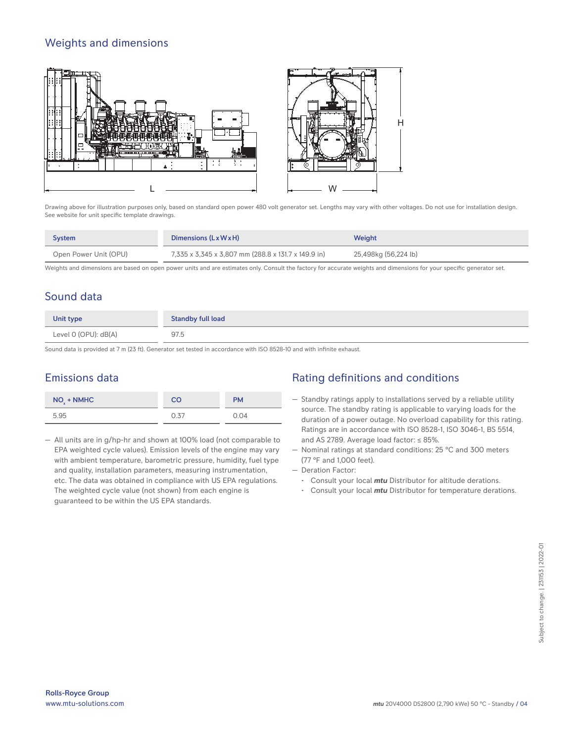## Weights and dimensions

L

W

H

Drawing above for illustration purposes only, based on standard open power 480 volt generator set. Lengths may vary with other voltages. Do not use for installation design. See website for unit specific template drawings.

| System | Dimensions (L x W x H) | Weight |
| --- | --- | --- |
| Open Power Unit (OPU) | 7,335 x 3,345 x 3,807 mm (288.8 x 131.7 x 149.9 in) | 25,498kg (56,224 lb) |

Weights and dimensions are based on open power units and are estimates only. Consult the factory for accurate weights and dimensions for your specific generator set.

## Sound data

| Unit type | Standby full load |
| --- | --- |
| Level 0 (OPU): dB(A) | 97.5 |

Sound data is provided at 7 m (23 ft). Generator set tested in accordance with ISO 8528-10 and with infinite exhaust.

## Emissions data

| $NO_x$ + NMHC | CO | PM |
| --- | --- | --- |
| 5.95 | 0.37 | 0.04 |

- All units are in g/hp-hr and shown at 100% load (not comparable to EPA weighted cycle values). Emission levels of the engine may vary with ambient temperature, barometric pressure, humidity, fuel type and quality, installation parameters, measuring instrumentation, etc. The data was obtained in compliance with US EPA regulations. The weighted cycle value (not shown) from each engine is guaranteed to be within the US EPA standards.

## Rating definitions and conditions

- Standby ratings apply to installations served by a reliable utility source. The standby rating is applicable to varying loads for the duration of a power outage. No overload capability for this rating. Ratings are in accordance with ISO 8528-1, ISO 3046-1, BS 5514, and AS 2789. Average load factor: ≤ 85%.
- Nominal ratings at standard conditions: 25 °C and 300 meters (77 °F and 1,000 feet).
- Deration Factor:
  - Consult your local ***mtu*** Distributor for altitude derations.
  - Consult your local ***mtu*** Distributor for temperature derations.

Subject to change. | 231153 | 2022-01

Rolls-Royce Group
www.mtu-solutions.com